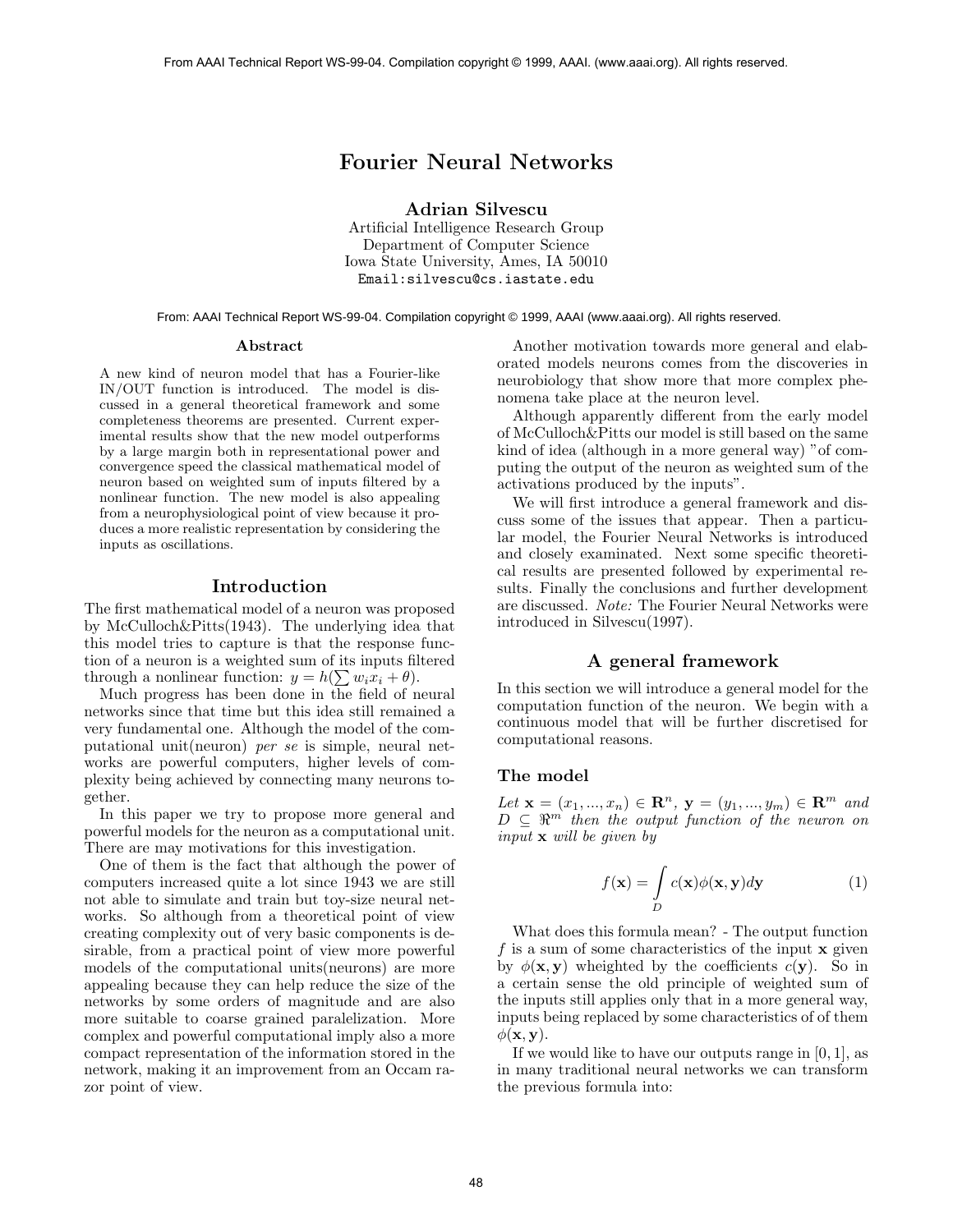# Fourier Neural Networks

**Adrian Silvescu**

Artificial Intelligence Research Group
Department of Computer Science
Iowa State University, Ames, IA 50010
Email:silvescu@cs.iastate.edu

## Abstract

A new kind of neuron model that has a Fourier-like IN/OUT function is introduced. The model is discussed in a general theoretical framework and some completeness theorems are presented. Current experimental results show that the new model outperforms by a large margin both in representational power and convergence speed the classical mathematical model of neuron based on weighted sum of inputs filtered by a nonlinear function. The new model is also appealing from a neurophysiological point of view because it produces a more realistic representation by considering the inputs as oscillations.

## Introduction

The first mathematical model of a neuron was proposed by McCulloch&Pitts(1943). The underlying idea that this model tries to capture is that the response function of a neuron is a weighted sum of its inputs filtered through a nonlinear function: $y = h(\sum w_i x_i + \theta)$.

Much progress has been done in the field of neural networks since that time but this idea still remained a very fundamental one. Although the model of the computational unit(neuron) *per se* is simple, neural networks are powerful computers, higher levels of complexity being achieved by connecting many neurons together.

In this paper we try to propose more general and powerful models for the neuron as a computational unit. There are may motivations for this investigation.

One of them is the fact that although the power of computers increased quite a lot since 1943 we are still not able to simulate and train but toy-size neural networks. So although from a theoretical point of view creating complexity out of very basic components is desirable, from a practical point of view more powerful models of the computational units(neurons) are more appealing because they can help reduce the size of the networks by some orders of magnitude and are also more suitable to coarse grained paralelization. More complex and powerful computational imply also a more compact representation of the information stored in the network, making it an improvement from an Occam razor point of view.

Another motivation towards more general and elaborated models neurons comes from the discoveries in neurobiology that show more that more complex phenomena take place at the neuron level.

Although apparently different from the early model of McCulloch&Pitts our model is still based on the same kind of idea (although in a more general way) "of computing the output of the neuron as weighted sum of the activations produced by the inputs".

We will first introduce a general framework and discuss some of the issues that appear. Then a particular model, the Fourier Neural Networks is introduced and closely examinated. Next some specific theoretical results are presented followed by experimental results. Finally the conclusions and further development are discussed. *Note:* The Fourier Neural Networks were introduced in Silvescu(1997).

## A general framework

In this section we will introduce a general model for the computation function of the neuron. We begin with a continuous model that will be further discretised for computational reasons.

### The model

*Let* $\mathbf{x} = (x_1, ..., x_n) \in \mathbf{R}^n$, $\mathbf{y} = (y_1, ..., y_m) \in \mathbf{R}^m$ *and* $D \subseteq \Re^m$ *then the output function of the neuron on input* $\mathbf{x}$ *will be given by*

$$f(\mathbf{x}) = \int_D c(\mathbf{x})\phi(\mathbf{x}, \mathbf{y})d\mathbf{y} \qquad (1)$$

What does this formula mean? - The output function $f$ is a sum of some characteristics of the input $\mathbf{x}$ given by $\phi(\mathbf{x}, \mathbf{y})$ wheighted by the coefficients $c(\mathbf{y})$. So in a certain sense the old principle of weighted sum of the inputs still applies only that in a more general way, inputs being replaced by some characteristics of of them $\phi(\mathbf{x}, \mathbf{y})$.

If we would like to have our outputs range in $[0, 1]$, as in many traditional neural networks we can transform the previous formula into: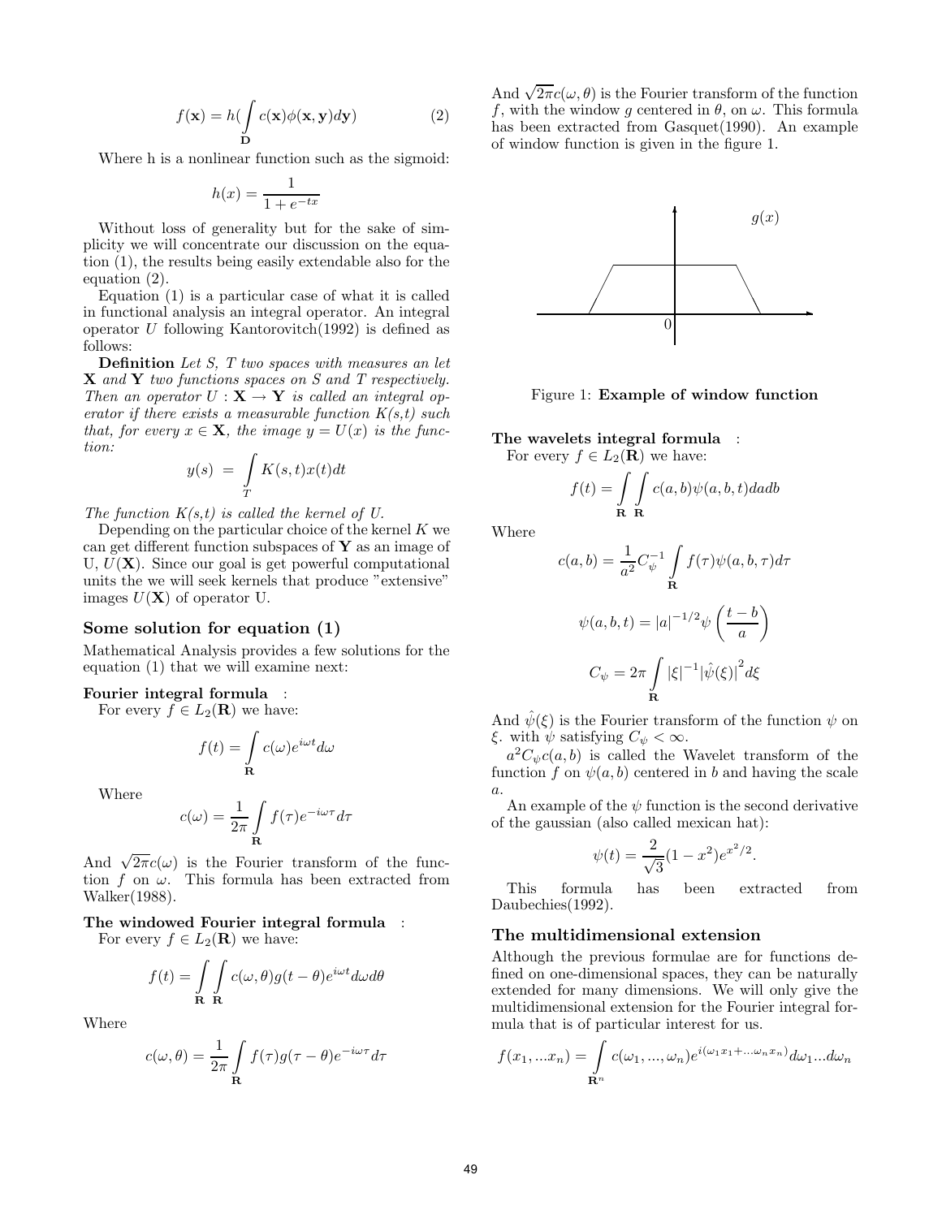$$f(\mathbf{x}) = h(\int_{\mathbf{D}} c(\mathbf{x})\phi(\mathbf{x}, \mathbf{y})d\mathbf{y}) \qquad (2)$$

Where h is a nonlinear function such as the sigmoid:

$$h(x) = \frac{1}{1 + e^{-tx}}$$

Without loss of generality but for the sake of simplicity we will concentrate our discussion on the equation (1), the results being easily extendable also for the equation (2).

Equation (1) is a particular case of what it is called in functional analysis an integral operator. An integral operator $U$ following Kantorovitch(1992) is defined as follows:

**Definition** *Let S, T two spaces with measures an let* $\mathbf{X}$ *and* $\mathbf{Y}$ *two functions spaces on S and T respectively. Then an operator* $U : \mathbf{X} \to \mathbf{Y}$ *is called an integral operator if there exists a measurable function K(s,t) such that, for every* $x \in \mathbf{X}$*, the image* $y = U(x)$ *is the function:*

$$y(s) \ = \ \int_{T} K(s, t)x(t)dt$$

*The function K(s,t) is called the kernel of U.*

Depending on the particular choice of the kernel $K$ we can get different function subspaces of $\mathbf{Y}$ as an image of U, $U(\mathbf{X})$. Since our goal is get powerful computational units the we will seek kernels that produce "extensive" images $U(\mathbf{X})$ of operator U.

## Some solution for equation (1)

Mathematical Analysis provides a few solutions for the equation (1) that we will examine next:

**Fourier integral formula** :

For every $f \in L_2(\mathbf{R})$ we have:

$$f(t) = \int_{\mathbf{R}} c(\omega)e^{i\omega t}d\omega$$

Where

$$c(\omega) = \frac{1}{2\pi}\int_{\mathbf{R}} f(\tau)e^{-i\omega\tau}d\tau$$

And $\sqrt{2\pi}c(\omega)$ is the Fourier transform of the function $f$ on $\omega$. This formula has been extracted from Walker(1988).

**The windowed Fourier integral formula** :

For every $f \in L_2(\mathbf{R})$ we have:

$$f(t) = \int_{\mathbf{R}}\int_{\mathbf{R}} c(\omega, \theta)g(t - \theta)e^{i\omega t}d\omega d\theta$$

Where

$$c(\omega, \theta) = \frac{1}{2\pi}\int_{\mathbf{R}} f(\tau)g(\tau - \theta)e^{-i\omega\tau}d\tau$$

And $\sqrt{2\pi}c(\omega, \theta)$ is the Fourier transform of the function $f$, with the window $g$ centered in $\theta$, on $\omega$. This formula has been extracted from Gasquet(1990). An example of window function is given in the figure 1.

Figure 1: **Example of window function**

**The wavelets integral formula** :

For every $f \in L_2(\mathbf{R})$ we have:

$$f(t) = \int_{\mathbf{R}}\int_{\mathbf{R}} c(a, b)\psi(a, b, t)dadb$$

Where

$$c(a, b) = \frac{1}{a^2}C_{\psi}^{-1}\int_{\mathbf{R}} f(\tau)\psi(a, b, \tau)d\tau$$

$$\psi(a, b, t) = |a|^{-1/2}\psi\left(\frac{t - b}{a}\right)$$

$$C_{\psi} = 2\pi\int_{\mathbf{R}} |\xi|^{-1}|\hat{\psi}(\xi)|^2 d\xi$$

And $\hat{\psi}(\xi)$ is the Fourier transform of the function $\psi$ on $\xi$. with $\psi$ satisfying $C_{\psi} < \infty$.

$a^2C_{\psi}c(a, b)$ is called the Wavelet transform of the function $f$ on $\psi(a, b)$ centered in $b$ and having the scale $a$.

An example of the $\psi$ function is the second derivative of the gaussian (also called mexican hat):

$$\psi(t) = \frac{2}{\sqrt{3}}(1 - x^2)e^{x^2/2}.$$

This formula has been extracted from Daubechies(1992).

## The multidimensional extension

Although the previous formulae are for functions defined on one-dimensional spaces, they can be naturally extended for many dimensions. We will only give the multidimensional extension for the Fourier integral formula that is of particular interest for us.

$$f(x_1, ...x_n) = \int_{\mathbf{R}^n} c(\omega_1, ..., \omega_n)e^{i(\omega_1 x_1 + ...\omega_n x_n)}d\omega_1...d\omega_n$$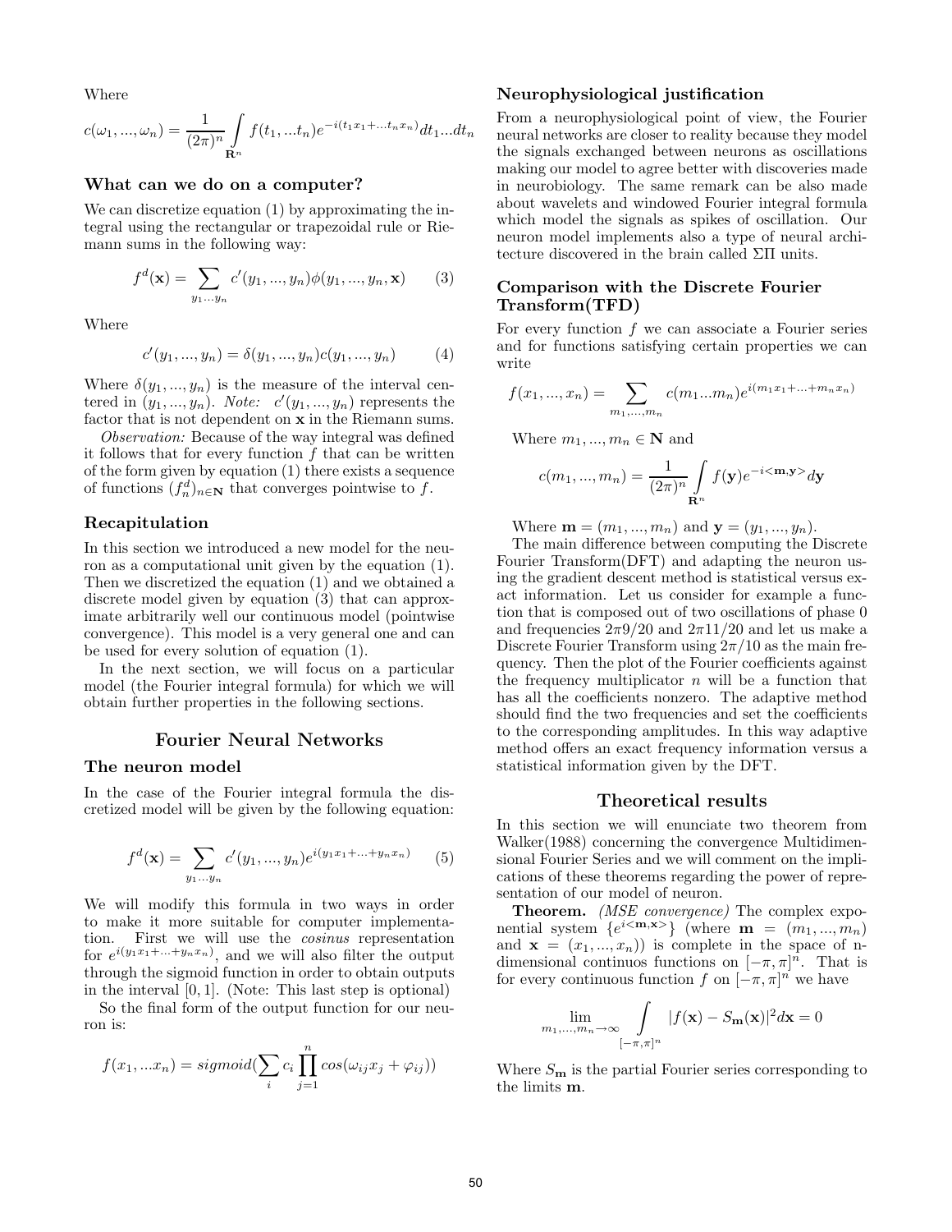Where

$$c(\omega_1, ..., \omega_n) = \frac{1}{(2\pi)^n} \int\limits_{\mathbf{R}^n} f(t_1, ...t_n) e^{-i(t_1 x_1 + ... t_n x_n)} dt_1 ... dt_n$$

### What can we do on a computer?

We can discretize equation (1) by approximating the integral using the rectangular or trapezoidal rule or Riemann sums in the following way:

$$f^d(\mathbf{x}) = \sum_{y_1 ... y_n} c'(y_1, ..., y_n) \phi(y_1, ..., y_n, \mathbf{x}) \qquad (3)$$

Where

$$c'(y_1, ..., y_n) = \delta(y_1, ..., y_n) c(y_1, ..., y_n) \qquad (4)$$

Where $\delta(y_1, ..., y_n)$ is the measure of the interval centered in $(y_1, ..., y_n)$. *Note:* $c'(y_1, ..., y_n)$ represents the factor that is not dependent on $\mathbf{x}$ in the Riemann sums.

*Observation:* Because of the way integral was defined it follows that for every function $f$ that can be written of the form given by equation (1) there exists a sequence of functions $(f_n^d)_{n \in \mathbf{N}}$ that converges pointwise to $f$.

### Recapitulation

In this section we introduced a new model for the neuron as a computational unit given by the equation (1). Then we discretized the equation (1) and we obtained a discrete model given by equation (3) that can approximate arbitrarily well our continuous model (pointwise convergence). This model is a very general one and can be used for every solution of equation (1).

In the next section, we will focus on a particular model (the Fourier integral formula) for which we will obtain further properties in the following sections.

## Fourier Neural Networks

### The neuron model

In the case of the Fourier integral formula the discretized model will be given by the following equation:

$$f^d(\mathbf{x}) = \sum_{y_1 ... y_n} c'(y_1, ..., y_n) e^{i(y_1 x_1 + ... + y_n x_n)} \qquad (5)$$

We will modify this formula in two ways in order to make it more suitable for computer implementation. First we will use the *cosinus* representation for $e^{i(y_1 x_1 + ... + y_n x_n)}$, and we will also filter the output through the sigmoid function in order to obtain outputs in the interval $[0, 1]$. (Note: This last step is optional)

So the final form of the output function for our neuron is:

$$f(x_1, ...x_n) = sigmoid(\sum_i c_i \prod_{j=1}^{n} cos(\omega_{ij} x_j + \varphi_{ij}))$$

### Neurophysiological justification

From a neurophysiological point of view, the Fourier neural networks are closer to reality because they model the signals exchanged between neurons as oscillations making our model to agree better with discoveries made in neurobiology. The same remark can be also made about wavelets and windowed Fourier integral formula which model the signals as spikes of oscillation. Our neuron model implements also a type of neural architecture discovered in the brain called $\Sigma\Pi$ units.

### Comparison with the Discrete Fourier Transform(TFD)

For every function $f$ we can associate a Fourier series and for functions satisfying certain properties we can write

$$f(x_1, ..., x_n) = \sum_{m_1, ..., m_n} c(m_1 ... m_n) e^{i(m_1 x_1 + ... + m_n x_n)}$$

Where $m_1, ..., m_n \in \mathbf{N}$ and

$$c(m_1, ..., m_n) = \frac{1}{(2\pi)^n} \int\limits_{\mathbf{R}^n} f(\mathbf{y}) e^{-i<\mathbf{m}, \mathbf{y}>} d\mathbf{y}$$

Where $\mathbf{m} = (m_1, ..., m_n)$ and $\mathbf{y} = (y_1, ..., y_n)$.

The main difference between computing the Discrete Fourier Transform(DFT) and adapting the neuron using the gradient descent method is statistical versus exact information. Let us consider for example a function that is composed out of two oscillations of phase 0 and frequencies $2\pi 9/20$ and $2\pi 11/20$ and let us make a Discrete Fourier Transform using $2\pi/10$ as the main frequency. Then the plot of the Fourier coefficients against the frequency multiplicator $n$ will be a function that has all the coefficients nonzero. The adaptive method should find the two frequencies and set the coefficients to the corresponding amplitudes. In this way adaptive method offers an exact frequency information versus a statistical information given by the DFT.

## Theoretical results

In this section we will enunciate two theorem from Walker(1988) concerning the convergence Multidimensional Fourier Series and we will comment on the implications of these theorems regarding the power of representation of our model of neuron.

**Theorem.** *(MSE convergence)* The complex exponential system $\{e^{i<\mathbf{m}, \mathbf{x}>}\}$ (where $\mathbf{m} = (m_1, ..., m_n)$ and $\mathbf{x} = (x_1, ..., x_n)$) is complete in the space of n-dimensional continuos functions on $[-\pi, \pi]^n$. That is for every continuous function $f$ on $[-\pi, \pi]^n$ we have

$$\lim_{m_1, ..., m_n \to \infty} \int\limits_{[-\pi, \pi]^n} |f(\mathbf{x}) - S_{\mathbf{m}}(\mathbf{x})|^2 d\mathbf{x} = 0$$

Where $S_{\mathbf{m}}$ is the partial Fourier series corresponding to the limits $\mathbf{m}$.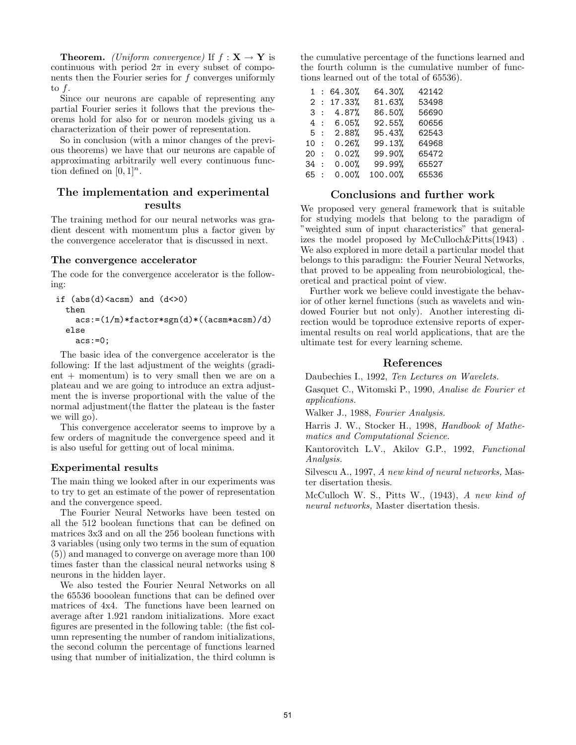**Theorem.** *(Uniform convergence)* If $f : \mathbf{X} \to \mathbf{Y}$ is continuous with period $2\pi$ in every subset of components then the Fourier series for $f$ converges uniformly to $f$.

Since our neurons are capable of representing any partial Fourier series it follows that the previous theorems hold for also for or neuron models giving us a characterization of their power of representation.

So in conclusion (with a minor changes of the previous theorems) we have that our neurons are capable of approximating arbitrarily well every continuous function defined on $[0, 1]^n$.

## The implementation and experimental results

The training method for our neural networks was gradient descent with momentum plus a factor given by the convergence accelerator that is discussed in next.

### The convergence accelerator

The code for the convergence accelerator is the following:

```
if (abs(d)<acsm) and (d<>0)
  then
    acs:=(1/m)*factor*sgn(d)*((acsm*acsm)/d)
  else
    acs:=0;
```

The basic idea of the convergence accelerator is the following: If the last adjustment of the weights (gradient + momentum) is to very small then we are on a plateau and we are going to introduce an extra adjustment the is inverse proportional with the value of the normal adjustment(the flatter the plateau is the faster we will go).

This convergence accelerator seems to improve by a few orders of magnitude the convergence speed and it is also useful for getting out of local minima.

### Experimental results

The main thing we looked after in our experiments was to try to get an estimate of the power of representation and the convergence speed.

The Fourier Neural Networks have been tested on all the 512 boolean functions that can be defined on matrices 3x3 and on all the 256 boolean functions with 3 variables (using only two terms in the sum of equation (5)) and managed to converge on average more than 100 times faster than the classical neural networks using 8 neurons in the hidden layer.

We also tested the Fourier Neural Networks on all the 65536 booolean functions that can be defined over matrices of 4x4. The functions have been learned on average after 1.921 random initializations. More exact figures are presented in the following table: (the fist column representing the number of random initializations, the second column the percentage of functions learned using that number of initialization, the third column is the cumulative percentage of the functions learned and the fourth column is the cumulative number of functions learned out of the total of 65536).

| | | | |
|---|---|---|---|
| 1 : | 64.30% | 64.30% | 42142 |
| 2 : | 17.33% | 81.63% | 53498 |
| 3 : | 4.87% | 86.50% | 56690 |
| 4 : | 6.05% | 92.55% | 60656 |
| 5 : | 2.88% | 95.43% | 62543 |
| 10 : | 0.26% | 99.13% | 64968 |
| 20 : | 0.02% | 99.90% | 65472 |
| 34 : | 0.00% | 99.99% | 65527 |
| 65 : | 0.00% | 100.00% | 65536 |

## Conclusions and further work

We proposed very general framework that is suitable for studying models that belong to the paradigm of "weighted sum of input characteristics" that generalizes the model proposed by McCulloch&Pitts(1943) . We also explored in more detail a particular model that belongs to this paradigm: the Fourier Neural Networks, that proved to be appealing from neurobiological, theoretical and practical point of view.

Further work we believe could investigate the behavior of other kernel functions (such as wavelets and windowed Fourier but not only). Another interesting direction would be toproduce extensive reports of experimental results on real world applications, that are the ultimate test for every learning scheme.

## References

Daubechies I., 1992, *Ten Lectures on Wavelets.*

Gasquet C., Witomski P., 1990, *Analise de Fourier et applications.*

Walker J., 1988, *Fourier Analysis.*

Harris J. W., Stocker H., 1998, *Handbook of Mathematics and Computational Science.*

Kantorovitch L.V., Akilov G.P., 1992, *Functional Analysis.*

Silvescu A., 1997, *A new kind of neural networks,* Master disertation thesis.

McCulloch W. S., Pitts W., (1943), *A new kind of neural networks,* Master disertation thesis.